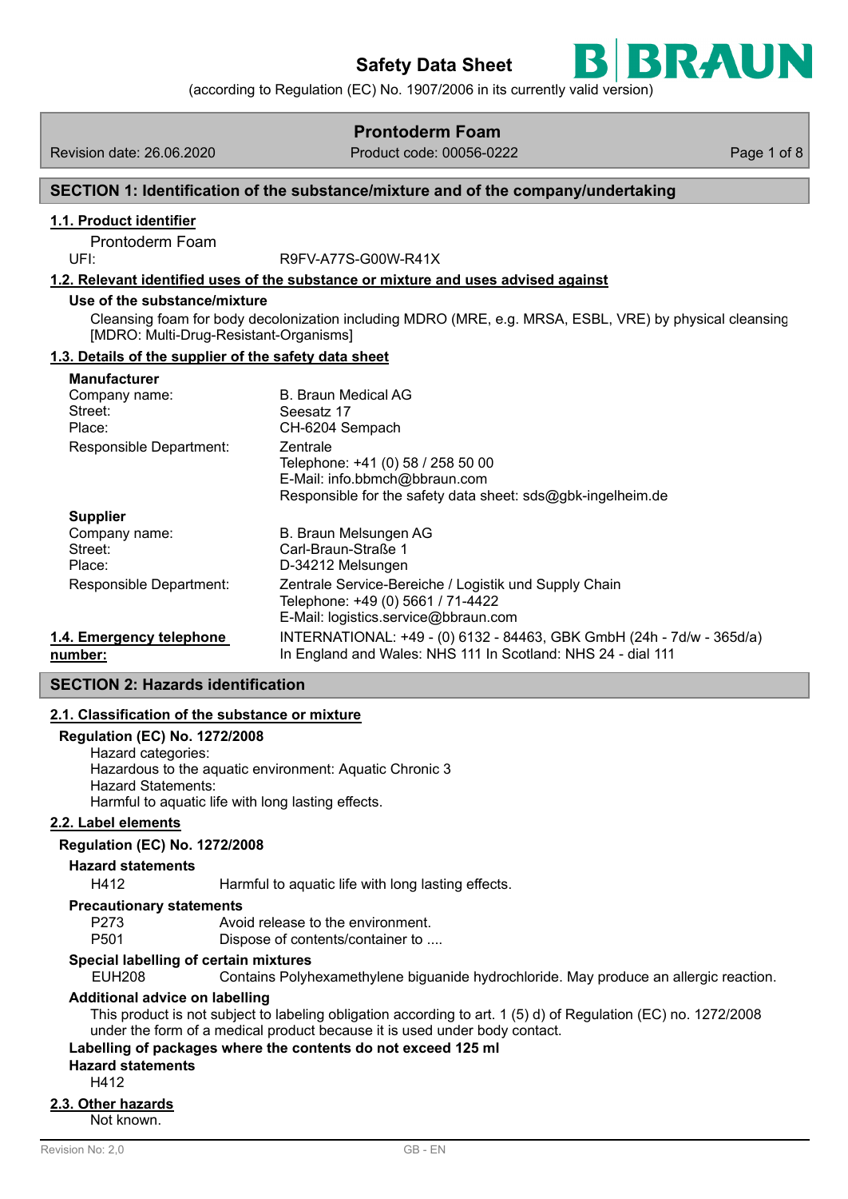# Safety Data Sheet

(according to Regulation (EC) No. 1907/2006 in its currently valid version)

**Prontoderm Foam**

Revision date: 26.06.2020 | Product code: 00056-0222

## SECTION 1: Identification of the substance/mixture and of the company/undertaking

### 1.1. Product identifier

Prontoderm Foam

UFI: R9FV-A77S-G00W-R41X

### 1.2. Relevant identified uses of the substance or mixture and uses advised against

**Use of the substance/mixture**

Cleansing foam for body decolonization including MDRO (MRE, e.g. MRSA, ESBL, VRE) by physical cleansing [MDRO: Multi-Drug-Resistant-Organisms]

### 1.3. Details of the supplier of the safety data sheet

**Manufacturer**

| | |
|---|---|
| Company name: | B. Braun Medical AG |
| Street: | Seesatz 17 |
| Place: | CH-6204 Sempach |
| Responsible Department: | Zentrale<br>Telephone: +41 (0) 58 / 258 50 00<br>E-Mail: info.bbmch@bbraun.com<br>Responsible for the safety data sheet: sds@gbk-ingelheim.de |

**Supplier**

| | |
|---|---|
| Company name: | B. Braun Melsungen AG |
| Street: | Carl-Braun-Straße 1 |
| Place: | D-34212 Melsungen |
| Responsible Department: | Zentrale Service-Bereiche / Logistik und Supply Chain<br>Telephone: +49 (0) 5661 / 71-4422<br>E-Mail: logistics.service@bbraun.com |

**1.4. Emergency telephone number:** INTERNATIONAL: +49 - (0) 6132 - 84463, GBK GmbH (24h - 7d/w - 365d/a)
In England and Wales: NHS 111 In Scotland: NHS 24 - dial 111

## SECTION 2: Hazards identification

### 2.1. Classification of the substance or mixture

**Regulation (EC) No. 1272/2008**

Hazard categories:
Hazardous to the aquatic environment: Aquatic Chronic 3
Hazard Statements:
Harmful to aquatic life with long lasting effects.

### 2.2. Label elements

**Regulation (EC) No. 1272/2008**

**Hazard statements**

H412 Harmful to aquatic life with long lasting effects.

**Precautionary statements**

P273 Avoid release to the environment.
P501 Dispose of contents/container to ....

**Special labelling of certain mixtures**

EUH208 Contains Polyhexamethylene biguanide hydrochloride. May produce an allergic reaction.

**Additional advice on labelling**

This product is not subject to labeling obligation according to art. 1 (5) d) of Regulation (EC) no. 1272/2008 under the form of a medical product because it is used under body contact.

**Labelling of packages where the contents do not exceed 125 ml**

**Hazard statements**

H412

### 2.3. Other hazards

Not known.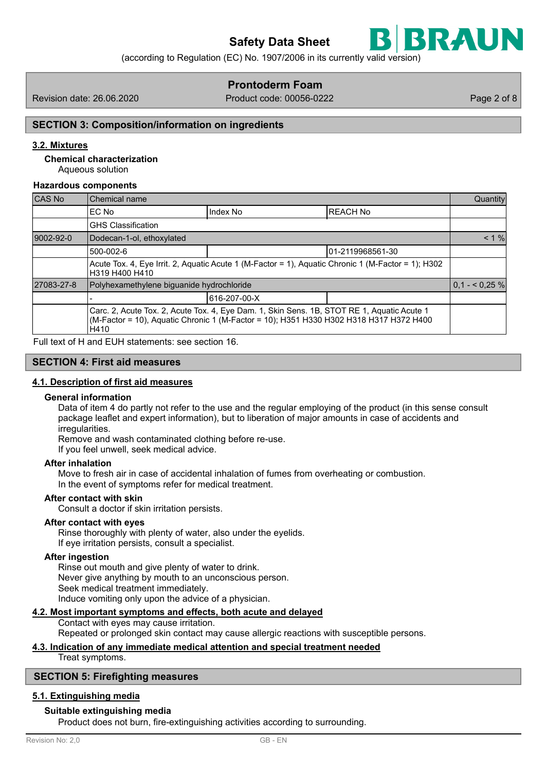## SECTION 3: Composition/information on ingredients

### 3.2. Mixtures

**Chemical characterization**

Aqueous solution

**Hazardous components**

| CAS No | Chemical name | | | Quantity |
|---|---|---|---|---|
| | EC No | Index No | REACH No | |
| | GHS Classification | | | |
| 9002-92-0 | Dodecan-1-ol, ethoxylated | | | < 1 % |
| | 500-002-6 | | 01-2119968561-30 | |
| | Acute Tox. 4, Eye Irrit. 2, Aquatic Acute 1 (M-Factor = 1), Aquatic Chronic 1 (M-Factor = 1); H302 H319 H400 H410 | | | |
| 27083-27-8 | Polyhexamethylene biguanide hydrochloride | | | 0,1 - < 0,25 % |
| | - | 616-207-00-X | | |
| | Carc. 2, Acute Tox. 2, Acute Tox. 4, Eye Dam. 1, Skin Sens. 1B, STOT RE 1, Aquatic Acute 1 (M-Factor = 10), Aquatic Chronic 1 (M-Factor = 10); H351 H330 H302 H318 H317 H372 H400 H410 | | | |

Full text of H and EUH statements: see section 16.

## SECTION 4: First aid measures

### 4.1. Description of first aid measures

**General information**

Data of item 4 do partly not refer to the use and the regular employing of the product (in this sense consult package leaflet and expert information), but to liberation of major amounts in case of accidents and irregularities.
Remove and wash contaminated clothing before re-use.
If you feel unwell, seek medical advice.

**After inhalation**

Move to fresh air in case of accidental inhalation of fumes from overheating or combustion.
In the event of symptoms refer for medical treatment.

**After contact with skin**

Consult a doctor if skin irritation persists.

**After contact with eyes**

Rinse thoroughly with plenty of water, also under the eyelids.
If eye irritation persists, consult a specialist.

**After ingestion**

Rinse out mouth and give plenty of water to drink.
Never give anything by mouth to an unconscious person.
Seek medical treatment immediately.
Induce vomiting only upon the advice of a physician.

### 4.2. Most important symptoms and effects, both acute and delayed

Contact with eyes may cause irritation.
Repeated or prolonged skin contact may cause allergic reactions with susceptible persons.

### 4.3. Indication of any immediate medical attention and special treatment needed

Treat symptoms.

## SECTION 5: Firefighting measures

### 5.1. Extinguishing media

**Suitable extinguishing media**

Product does not burn, fire-extinguishing activities according to surrounding.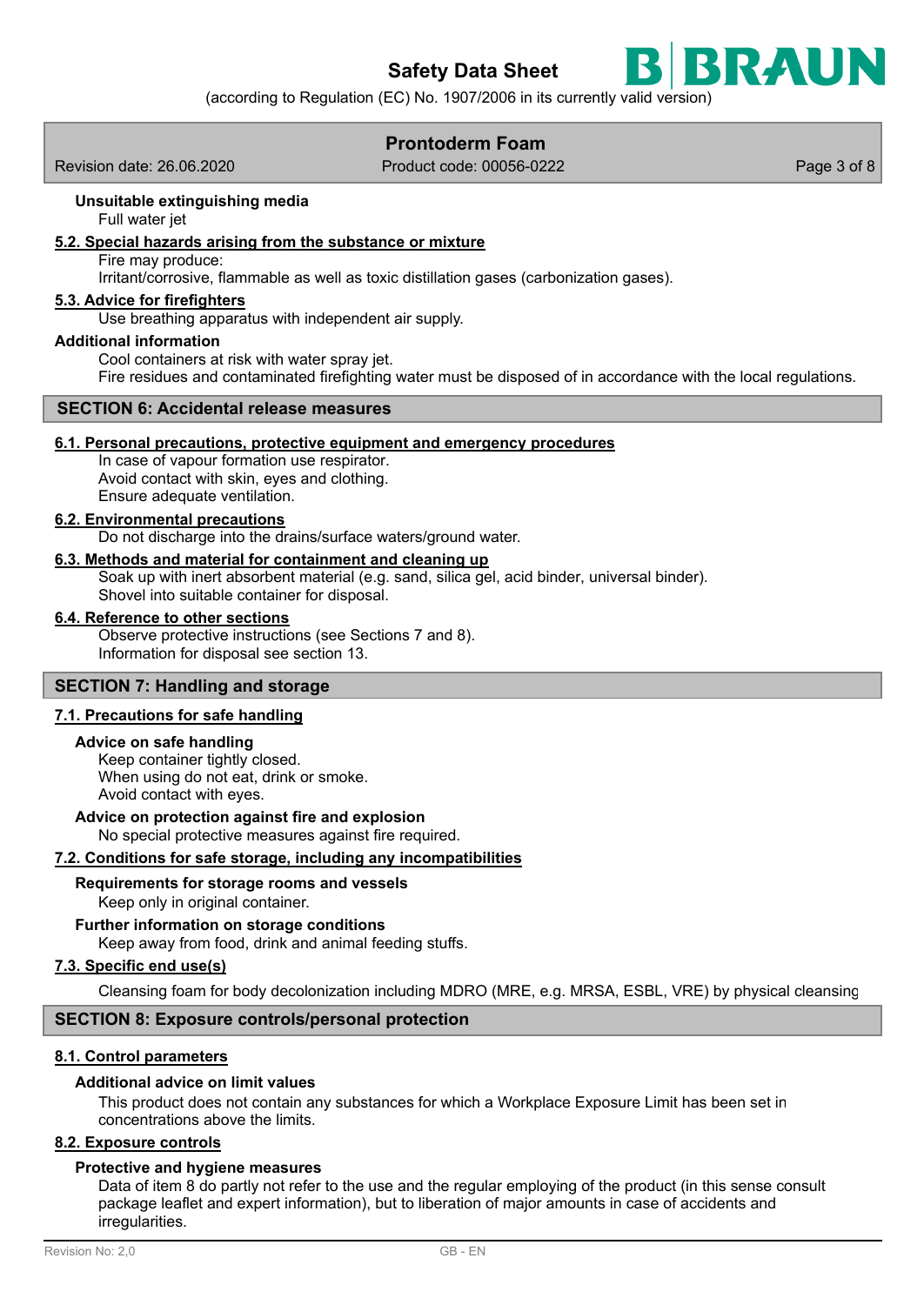**Unsuitable extinguishing media**

Full water jet

### 5.2. Special hazards arising from the substance or mixture

Fire may produce:
Irritant/corrosive, flammable as well as toxic distillation gases (carbonization gases).

### 5.3. Advice for firefighters

Use breathing apparatus with independent air supply.

**Additional information**

Cool containers at risk with water spray jet.
Fire residues and contaminated firefighting water must be disposed of in accordance with the local regulations.

## SECTION 6: Accidental release measures

### 6.1. Personal precautions, protective equipment and emergency procedures

In case of vapour formation use respirator.
Avoid contact with skin, eyes and clothing.
Ensure adequate ventilation.

### 6.2. Environmental precautions

Do not discharge into the drains/surface waters/ground water.

### 6.3. Methods and material for containment and cleaning up

Soak up with inert absorbent material (e.g. sand, silica gel, acid binder, universal binder).
Shovel into suitable container for disposal.

### 6.4. Reference to other sections

Observe protective instructions (see Sections 7 and 8).
Information for disposal see section 13.

## SECTION 7: Handling and storage

### 7.1. Precautions for safe handling

**Advice on safe handling**

Keep container tightly closed.
When using do not eat, drink or smoke.
Avoid contact with eyes.

**Advice on protection against fire and explosion**

No special protective measures against fire required.

### 7.2. Conditions for safe storage, including any incompatibilities

**Requirements for storage rooms and vessels**

Keep only in original container.

**Further information on storage conditions**

Keep away from food, drink and animal feeding stuffs.

### 7.3. Specific end use(s)

Cleansing foam for body decolonization including MDRO (MRE, e.g. MRSA, ESBL, VRE) by physical cleansing

## SECTION 8: Exposure controls/personal protection

### 8.1. Control parameters

**Additional advice on limit values**

This product does not contain any substances for which a Workplace Exposure Limit has been set in concentrations above the limits.

### 8.2. Exposure controls

**Protective and hygiene measures**

Data of item 8 do partly not refer to the use and the regular employing of the product (in this sense consult package leaflet and expert information), but to liberation of major amounts in case of accidents and irregularities.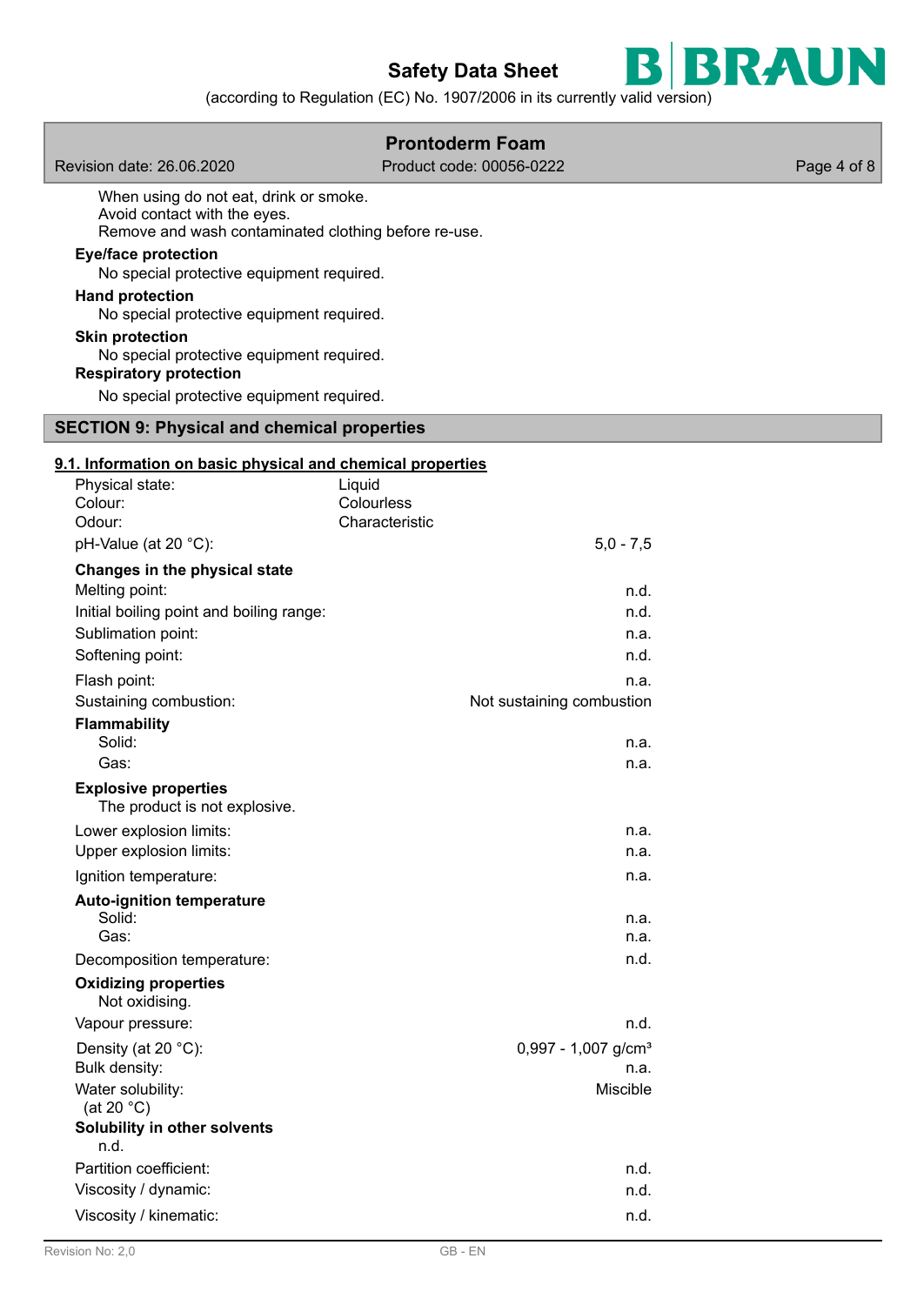When using do not eat, drink or smoke.
Avoid contact with the eyes.
Remove and wash contaminated clothing before re-use.

**Eye/face protection**

No special protective equipment required.

**Hand protection**

No special protective equipment required.

**Skin protection**

No special protective equipment required.

**Respiratory protection**

No special protective equipment required.

## SECTION 9: Physical and chemical properties

### 9.1. Information on basic physical and chemical properties

| | |
|---|---|
| Physical state: | Liquid |
| Colour: | Colourless |
| Odour: | Characteristic |
| pH-Value (at 20 °C): | 5,0 - 7,5 |
| **Changes in the physical state** | |
| Melting point: | n.d. |
| Initial boiling point and boiling range: | n.d. |
| Sublimation point: | n.a. |
| Softening point: | n.d. |
| Flash point: | n.a. |
| Sustaining combustion: | Not sustaining combustion |
| **Flammability** | |
| Solid: | n.a. |
| Gas: | n.a. |
| **Explosive properties** | |
| The product is not explosive. | |
| Lower explosion limits: | n.a. |
| Upper explosion limits: | n.a. |
| Ignition temperature: | n.a. |
| **Auto-ignition temperature** | |
| Solid: | n.a. |
| Gas: | n.a. |
| Decomposition temperature: | n.d. |
| **Oxidizing properties** | |
| Not oxidising. | |
| Vapour pressure: | n.d. |
| Density (at 20 °C): | 0,997 - 1,007 g/cm³ |
| Bulk density: | n.a. |
| Water solubility: (at 20 °C) | Miscible |
| **Solubility in other solvents** | |
| n.d. | |
| Partition coefficient: | n.d. |
| Viscosity / dynamic: | n.d. |
| Viscosity / kinematic: | n.d. |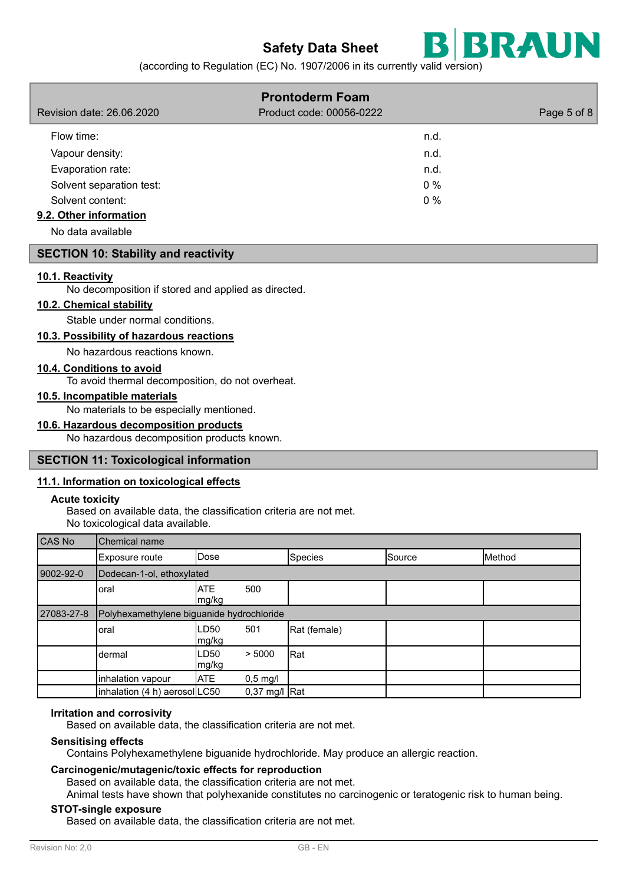Flow time: n.d.

Vapour density: n.d.

Evaporation rate: n.d.

Solvent separation test: 0 %

Solvent content: 0 %

### 9.2. Other information

No data available

## SECTION 10: Stability and reactivity

### 10.1. Reactivity

No decomposition if stored and applied as directed.

### 10.2. Chemical stability

Stable under normal conditions.

### 10.3. Possibility of hazardous reactions

No hazardous reactions known.

### 10.4. Conditions to avoid

To avoid thermal decomposition, do not overheat.

### 10.5. Incompatible materials

No materials to be especially mentioned.

### 10.6. Hazardous decomposition products

No hazardous decomposition products known.

## SECTION 11: Toxicological information

### 11.1. Information on toxicological effects

**Acute toxicity**

Based on available data, the classification criteria are not met.
No toxicological data available.

| CAS No | Chemical name | | | | | |
|---|---|---|---|---|---|---|
| | Exposure route | Dose | | Species | Source | Method |
| 9002-92-0 | Dodecan-1-ol, ethoxylated | | | | | |
| | oral | ATE mg/kg | 500 | | | |
| 27083-27-8 | Polyhexamethylene biguanide hydrochloride | | | | | |
| | oral | LD50 mg/kg | 501 | Rat (female) | | |
| | dermal | LD50 mg/kg | > 5000 | Rat | | |
| | inhalation vapour | ATE | 0,5 mg/l | | | |
| | inhalation (4 h) aerosol | LC50 | 0,37 mg/l | Rat | | |

**Irritation and corrosivity**

Based on available data, the classification criteria are not met.

**Sensitising effects**

Contains Polyhexamethylene biguanide hydrochloride. May produce an allergic reaction.

**Carcinogenic/mutagenic/toxic effects for reproduction**

Based on available data, the classification criteria are not met.
Animal tests have shown that polyhexanide constitutes no carcinogenic or teratogenic risk to human being.

**STOT-single exposure**

Based on available data, the classification criteria are not met.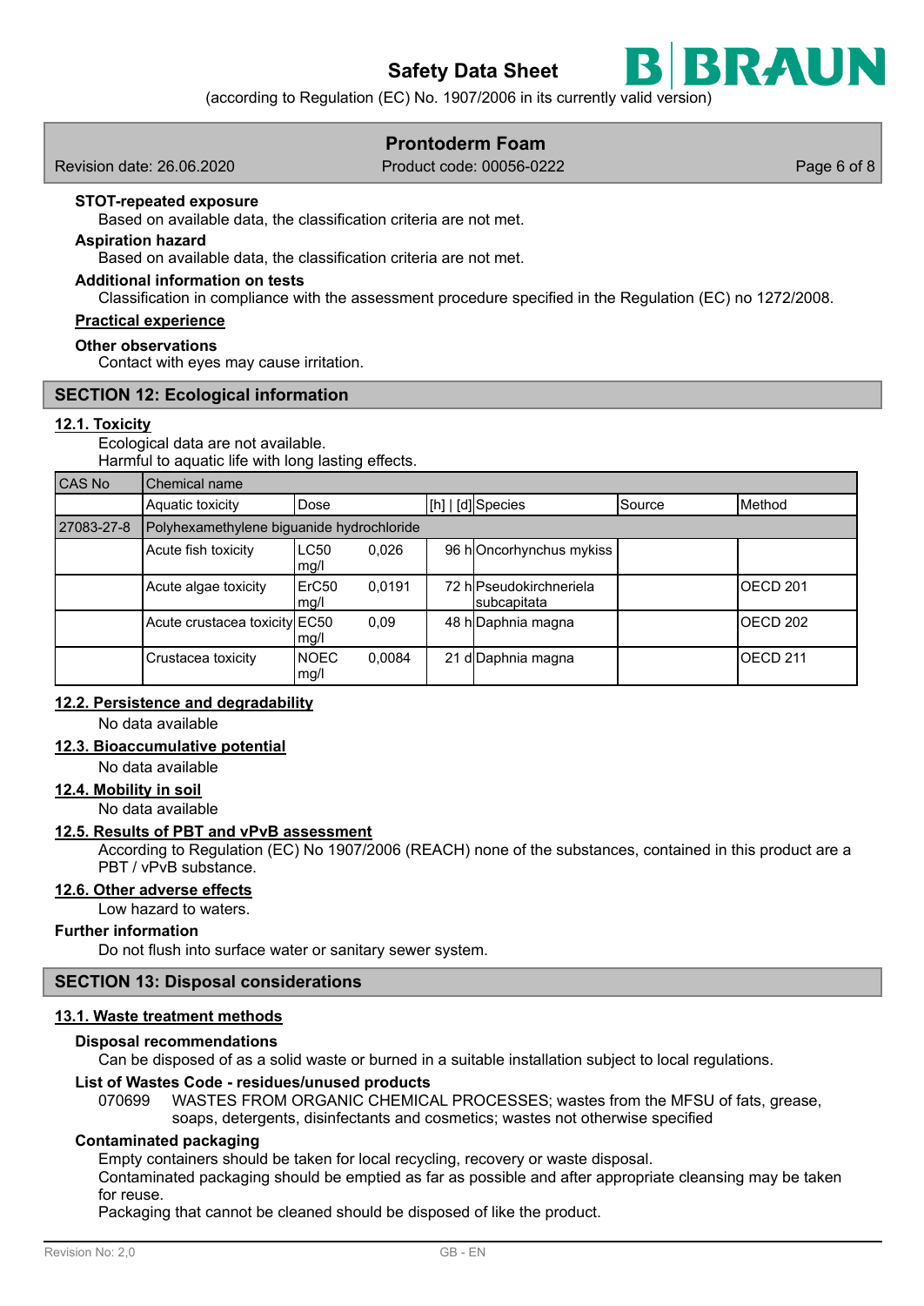**STOT-repeated exposure**

Based on available data, the classification criteria are not met.

**Aspiration hazard**

Based on available data, the classification criteria are not met.

**Additional information on tests**

Classification in compliance with the assessment procedure specified in the Regulation (EC) no 1272/2008.

**Practical experience**

**Other observations**

Contact with eyes may cause irritation.

## SECTION 12: Ecological information

### 12.1. Toxicity

Ecological data are not available.
Harmful to aquatic life with long lasting effects.

| CAS No | Chemical name | | | | | | |
|---|---|---|---|---|---|---|---|
| | Aquatic toxicity | Dose | | [h] \| [d] | Species | Source | Method |
| 27083-27-8 | Polyhexamethylene biguanide hydrochloride | | | | | | |
| | Acute fish toxicity | LC50 mg/l | 0,026 | 96 h | Oncorhynchus mykiss | | |
| | Acute algae toxicity | ErC50 mg/l | 0,0191 | 72 h | Pseudokirchneriela subcapitata | | OECD 201 |
| | Acute crustacea toxicity | EC50 mg/l | 0,09 | 48 h | Daphnia magna | | OECD 202 |
| | Crustacea toxicity | NOEC mg/l | 0,0084 | 21 d | Daphnia magna | | OECD 211 |

### 12.2. Persistence and degradability

No data available

### 12.3. Bioaccumulative potential

No data available

### 12.4. Mobility in soil

No data available

### 12.5. Results of PBT and vPvB assessment

According to Regulation (EC) No 1907/2006 (REACH) none of the substances, contained in this product are a PBT / vPvB substance.

### 12.6. Other adverse effects

Low hazard to waters.

**Further information**

Do not flush into surface water or sanitary sewer system.

## SECTION 13: Disposal considerations

### 13.1. Waste treatment methods

**Disposal recommendations**

Can be disposed of as a solid waste or burned in a suitable installation subject to local regulations.

**List of Wastes Code - residues/unused products**

070699 WASTES FROM ORGANIC CHEMICAL PROCESSES; wastes from the MFSU of fats, grease, soaps, detergents, disinfectants and cosmetics; wastes not otherwise specified

**Contaminated packaging**

Empty containers should be taken for local recycling, recovery or waste disposal.
Contaminated packaging should be emptied as far as possible and after appropriate cleansing may be taken for reuse.
Packaging that cannot be cleaned should be disposed of like the product.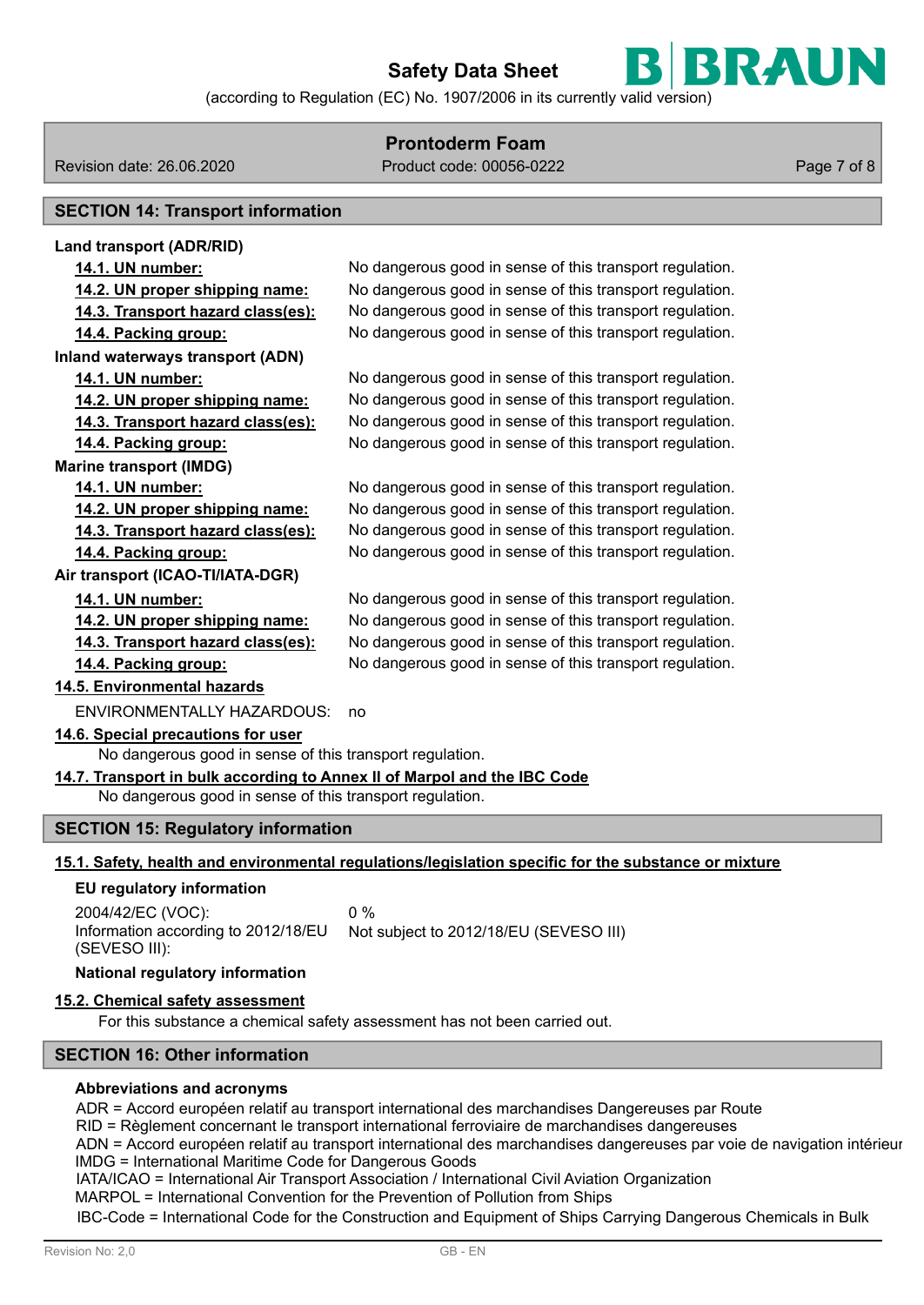## SECTION 14: Transport information

**Land transport (ADR/RID)**

| | |
|---|---|
| **14.1. UN number:** | No dangerous good in sense of this transport regulation. |
| **14.2. UN proper shipping name:** | No dangerous good in sense of this transport regulation. |
| **14.3. Transport hazard class(es):** | No dangerous good in sense of this transport regulation. |
| **14.4. Packing group:** | No dangerous good in sense of this transport regulation. |

**Inland waterways transport (ADN)**

| | |
|---|---|
| **14.1. UN number:** | No dangerous good in sense of this transport regulation. |
| **14.2. UN proper shipping name:** | No dangerous good in sense of this transport regulation. |
| **14.3. Transport hazard class(es):** | No dangerous good in sense of this transport regulation. |
| **14.4. Packing group:** | No dangerous good in sense of this transport regulation. |

**Marine transport (IMDG)**

| | |
|---|---|
| **14.1. UN number:** | No dangerous good in sense of this transport regulation. |
| **14.2. UN proper shipping name:** | No dangerous good in sense of this transport regulation. |
| **14.3. Transport hazard class(es):** | No dangerous good in sense of this transport regulation. |
| **14.4. Packing group:** | No dangerous good in sense of this transport regulation. |

**Air transport (ICAO-TI/IATA-DGR)**

| | |
|---|---|
| **14.1. UN number:** | No dangerous good in sense of this transport regulation. |
| **14.2. UN proper shipping name:** | No dangerous good in sense of this transport regulation. |
| **14.3. Transport hazard class(es):** | No dangerous good in sense of this transport regulation. |
| **14.4. Packing group:** | No dangerous good in sense of this transport regulation. |

**14.5. Environmental hazards**

ENVIRONMENTALLY HAZARDOUS: no

**14.6. Special precautions for user**

No dangerous good in sense of this transport regulation.

**14.7. Transport in bulk according to Annex II of Marpol and the IBC Code**

No dangerous good in sense of this transport regulation.

## SECTION 15: Regulatory information

**15.1. Safety, health and environmental regulations/legislation specific for the substance or mixture**

**EU regulatory information**

| | |
|---|---|
| 2004/42/EC (VOC): | 0 % |
| Information according to 2012/18/EU (SEVESO III): | Not subject to 2012/18/EU (SEVESO III) |

**National regulatory information**

**15.2. Chemical safety assessment**

For this substance a chemical safety assessment has not been carried out.

## SECTION 16: Other information

**Abbreviations and acronyms**

ADR = Accord européen relatif au transport international des marchandises Dangereuses par Route
RID = Règlement concernant le transport international ferroviaire de marchandises dangereuses
ADN = Accord européen relatif au transport international des marchandises dangereuses par voie de navigation intérieur
IMDG = International Maritime Code for Dangerous Goods
IATA/ICAO = International Air Transport Association / International Civil Aviation Organization
MARPOL = International Convention for the Prevention of Pollution from Ships
IBC-Code = International Code for the Construction and Equipment of Ships Carrying Dangerous Chemicals in Bulk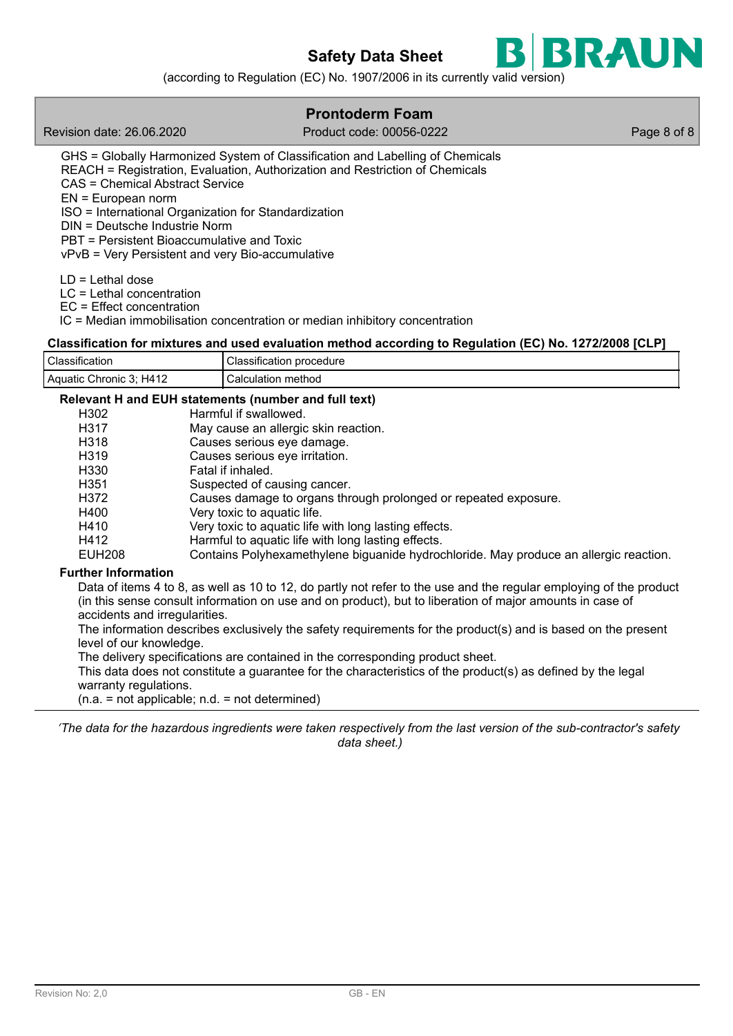GHS = Globally Harmonized System of Classification and Labelling of Chemicals
REACH = Registration, Evaluation, Authorization and Restriction of Chemicals
CAS = Chemical Abstract Service
EN = European norm
ISO = International Organization for Standardization
DIN = Deutsche Industrie Norm
PBT = Persistent Bioaccumulative and Toxic
vPvB = Very Persistent and very Bio-accumulative

LD = Lethal dose
LC = Lethal concentration
EC = Effect concentration
IC = Median immobilisation concentration or median inhibitory concentration

**Classification for mixtures and used evaluation method according to Regulation (EC) No. 1272/2008 [CLP]**

| Classification | Classification procedure |
|---|---|
| Aquatic Chronic 3; H412 | Calculation method |

**Relevant H and EUH statements (number and full text)**

| | |
|---|---|
| H302 | Harmful if swallowed. |
| H317 | May cause an allergic skin reaction. |
| H318 | Causes serious eye damage. |
| H319 | Causes serious eye irritation. |
| H330 | Fatal if inhaled. |
| H351 | Suspected of causing cancer. |
| H372 | Causes damage to organs through prolonged or repeated exposure. |
| H400 | Very toxic to aquatic life. |
| H410 | Very toxic to aquatic life with long lasting effects. |
| H412 | Harmful to aquatic life with long lasting effects. |
| EUH208 | Contains Polyhexamethylene biguanide hydrochloride. May produce an allergic reaction. |

**Further Information**

Data of items 4 to 8, as well as 10 to 12, do partly not refer to the use and the regular employing of the product (in this sense consult information on use and on product), but to liberation of major amounts in case of accidents and irregularities.
The information describes exclusively the safety requirements for the product(s) and is based on the present level of our knowledge.
The delivery specifications are contained in the corresponding product sheet.
This data does not constitute a guarantee for the characteristics of the product(s) as defined by the legal warranty regulations.
(n.a. = not applicable; n.d. = not determined)

*'The data for the hazardous ingredients were taken respectively from the last version of the sub-contractor's safety data sheet.)*